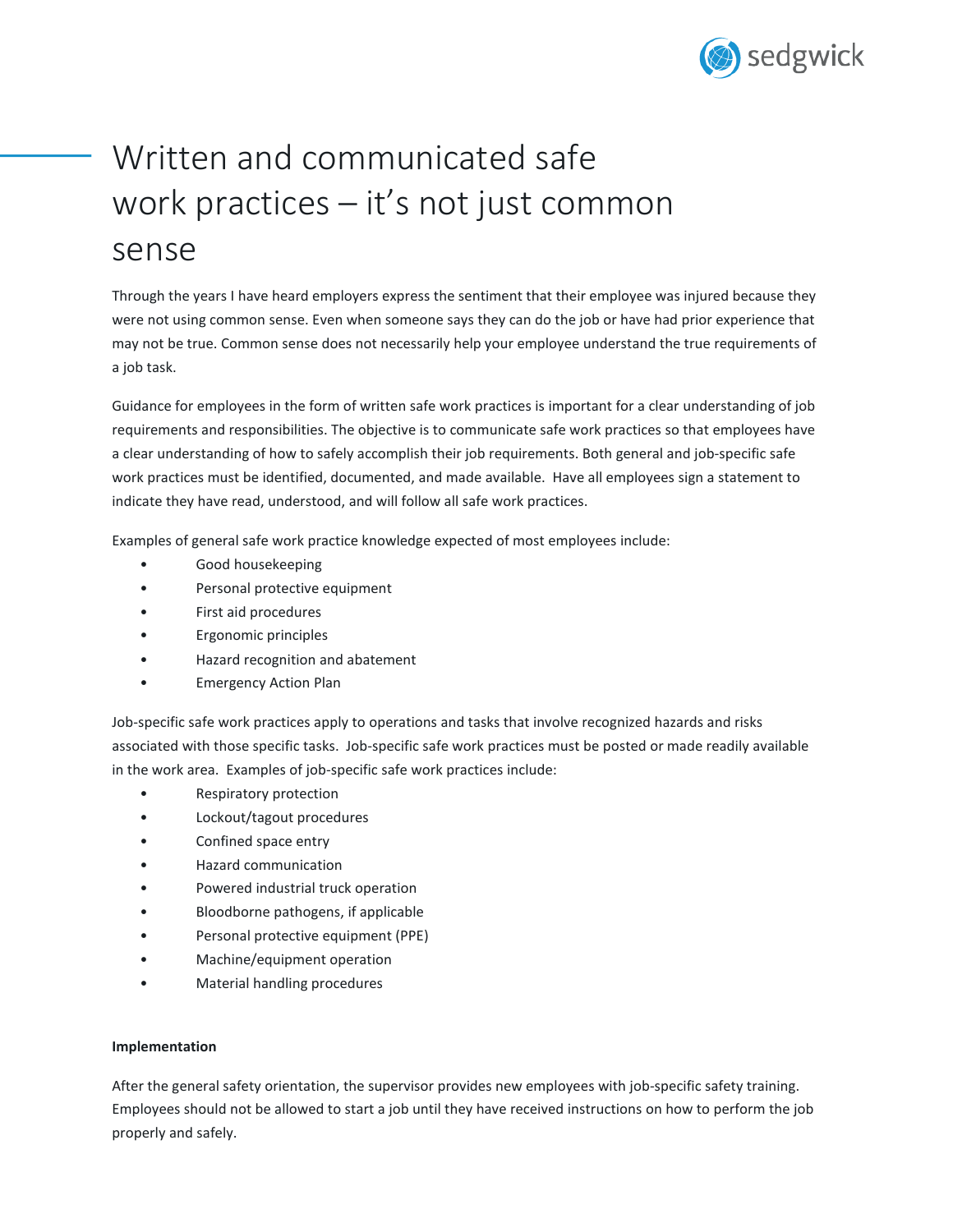# Written and communicated safe work practices – it's not just common sense

Through the years I have heard employers express the sentiment that their employee was injured because they were not using common sense. Even when someone says they can do the job or have had prior experience that may not be true. Common sense does not necessarily help your employee understand the true requirements of a job task.

Guidance for employees in the form of written safe work practices is important for a clear understanding of job requirements and responsibilities. The objective is to communicate safe work practices so that employees have a clear understanding of how to safely accomplish their job requirements. Both general and job-specific safe work practices must be identified, documented, and made available. Have all employees sign a statement to indicate they have read, understood, and will follow all safe work practices.

Examples of general safe work practice knowledge expected of most employees include:

- Good housekeeping
- Personal protective equipment
- First aid procedures
- Ergonomic principles
- Hazard recognition and abatement
- Emergency Action Plan

Job-specific safe work practices apply to operations and tasks that involve recognized hazards and risks associated with those specific tasks. Job-specific safe work practices must be posted or made readily available in the work area. Examples of job-specific safe work practices include:

- Respiratory protection
- Lockout/tagout procedures
- Confined space entry
- Hazard communication
- Powered industrial truck operation
- Bloodborne pathogens, if applicable
- Personal protective equipment (PPE)
- Machine/equipment operation
- Material handling procedures

**Implementation**

After the general safety orientation, the supervisor provides new employees with job-specific safety training. Employees should not be allowed to start a job until they have received instructions on how to perform the job properly and safely.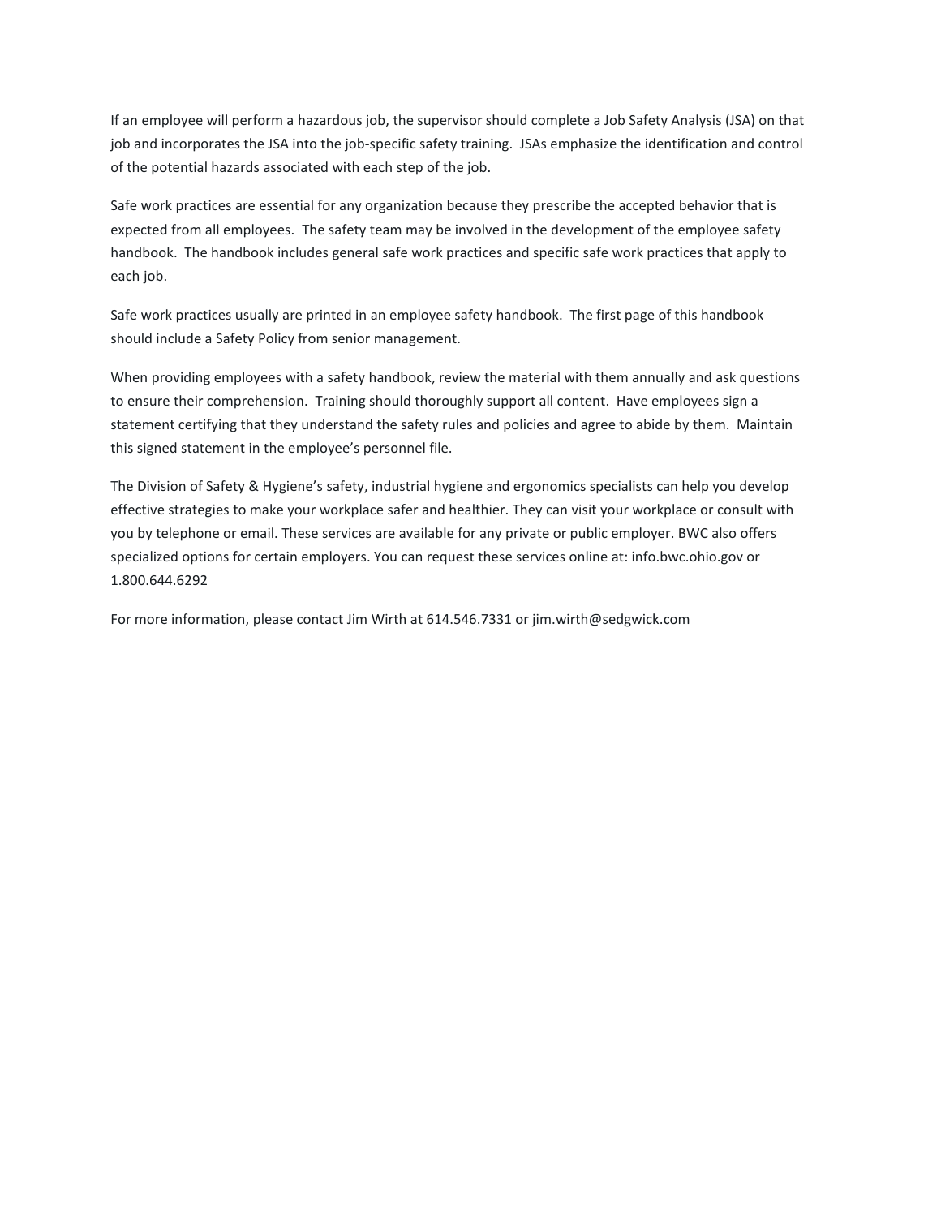If an employee will perform a hazardous job, the supervisor should complete a Job Safety Analysis (JSA) on that job and incorporates the JSA into the job-specific safety training. JSAs emphasize the identification and control of the potential hazards associated with each step of the job.

Safe work practices are essential for any organization because they prescribe the accepted behavior that is expected from all employees. The safety team may be involved in the development of the employee safety handbook. The handbook includes general safe work practices and specific safe work practices that apply to each job.

Safe work practices usually are printed in an employee safety handbook. The first page of this handbook should include a Safety Policy from senior management.

When providing employees with a safety handbook, review the material with them annually and ask questions to ensure their comprehension. Training should thoroughly support all content. Have employees sign a statement certifying that they understand the safety rules and policies and agree to abide by them. Maintain this signed statement in the employee's personnel file.

The Division of Safety & Hygiene's safety, industrial hygiene and ergonomics specialists can help you develop effective strategies to make your workplace safer and healthier. They can visit your workplace or consult with you by telephone or email. These services are available for any private or public employer. BWC also offers specialized options for certain employers. You can request these services online at: info.bwc.ohio.gov or 1.800.644.6292

For more information, please contact Jim Wirth at 614.546.7331 or jim.wirth@sedgwick.com